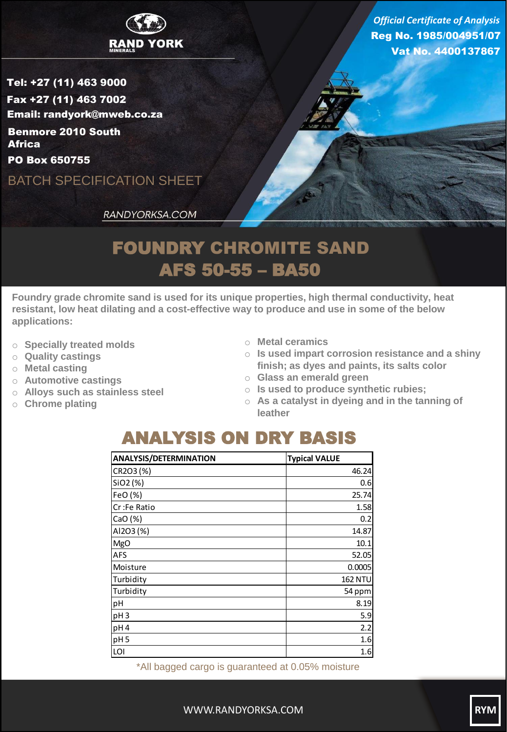RAND YORK MINERALS

*Official Certificate of Analysis*
**Reg No. 1985/004951/07**
**Vat No. 4400137867**

**Tel: +27 (11) 463 9000**
**Fax +27 (11) 463 7002**
**Email: randyork@mweb.co.za**
**Benmore 2010 South Africa**
**PO Box 650755**

BATCH SPECIFICATION SHEET

RANDYORKSA.COM

# FOUNDRY CHROMITE SAND
# AFS 50-55 – BA50

**Foundry grade chromite sand is used for its unique properties, high thermal conductivity, heat resistant, low heat dilating and a cost-effective way to produce and use in some of the below applications:**

- Specially treated molds
- Quality castings
- Metal casting
- Automotive castings
- Alloys such as stainless steel
- Chrome plating
- Metal ceramics
- Is used impart corrosion resistance and a shiny finish; as dyes and paints, its salts color
- Glass an emerald green
- Is used to produce synthetic rubies;
- As a catalyst in dyeing and in the tanning of leather

## ANALYSIS ON DRY BASIS

| ANALYSIS/DETERMINATION | Typical VALUE |
|---|---|
| CR2O3 (%) | 46.24 |
| SiO2 (%) | 0.6 |
| FeO (%) | 25.74 |
| Cr :Fe Ratio | 1.58 |
| CaO (%) | 0.2 |
| Al2O3 (%) | 14.87 |
| MgO | 10.1 |
| AFS | 52.05 |
| Moisture | 0.0005 |
| Turbidity | 162 NTU |
| Turbidity | 54 ppm |
| pH | 8.19 |
| pH 3 | 5.9 |
| pH 4 | 2.2 |
| pH 5 | 1.6 |
| LOI | 1.6 |

*All bagged cargo is guaranteed at 0.05% moisture

WWW.RANDYORKSA.COM

RYM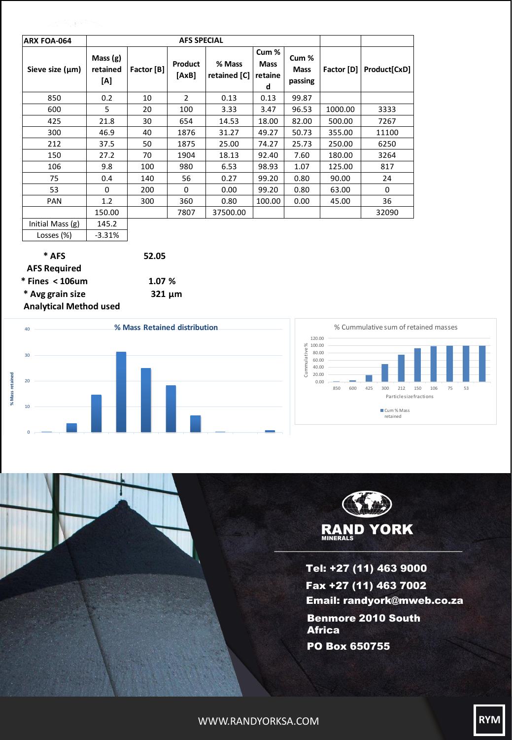| ARX FOA-064 | AFS SPECIAL | | | | | | | |
|---|---|---|---|---|---|---|---|---|
| Sieve size (µm) | Mass (g) retained [A] | Factor [B] | Product [AxB] | % Mass retained [C] | Cum % Mass retained | Cum % Mass passing | Factor [D] | Product[CxD] |
| 850 | 0.2 | 10 | 2 | 0.13 | 0.13 | 99.87 | | |
| 600 | 5 | 20 | 100 | 3.33 | 3.47 | 96.53 | 1000.00 | 3333 |
| 425 | 21.8 | 30 | 654 | 14.53 | 18.00 | 82.00 | 500.00 | 7267 |
| 300 | 46.9 | 40 | 1876 | 31.27 | 49.27 | 50.73 | 355.00 | 11100 |
| 212 | 37.5 | 50 | 1875 | 25.00 | 74.27 | 25.73 | 250.00 | 6250 |
| 150 | 27.2 | 70 | 1904 | 18.13 | 92.40 | 7.60 | 180.00 | 3264 |
| 106 | 9.8 | 100 | 980 | 6.53 | 98.93 | 1.07 | 125.00 | 817 |
| 75 | 0.4 | 140 | 56 | 0.27 | 99.20 | 0.80 | 90.00 | 24 |
| 53 | 0 | 200 | 0 | 0.00 | 99.20 | 0.80 | 63.00 | 0 |
| PAN | 1.2 | 300 | 360 | 0.80 | 100.00 | 0.00 | 45.00 | 36 |
| | 150.00 | | 7807 | 37500.00 | | | | 32090 |
| Initial Mass (g) | 145.2 | | | | | | | |
| Losses (%) | -3.31% | | | | | | | |

**\* AFS** 52.05

**AFS Required**

**\* Fines < 106um** 1.07 %

**\* Avg grain size** 321 µm

**Analytical Method used**

% Mass Retained distribution

% Mass retained

0
10
20
30
40

% Cummulative sum of retained masses

Cummulative %

0.00
20.00
40.00
60.00
80.00
100.00
120.00

850 600 425 300 212 150 106 75 53

Particle size fractions

Cum % Mass retained

**RAND YORK**
**MINERALS**

**Tel: +27 (11) 463 9000**

**Fax +27 (11) 463 7002**

**Email: randyork@mweb.co.za**

**Benmore 2010 South Africa**

**PO Box 650755**

WWW.RANDYORKSA.COM

**RYM**